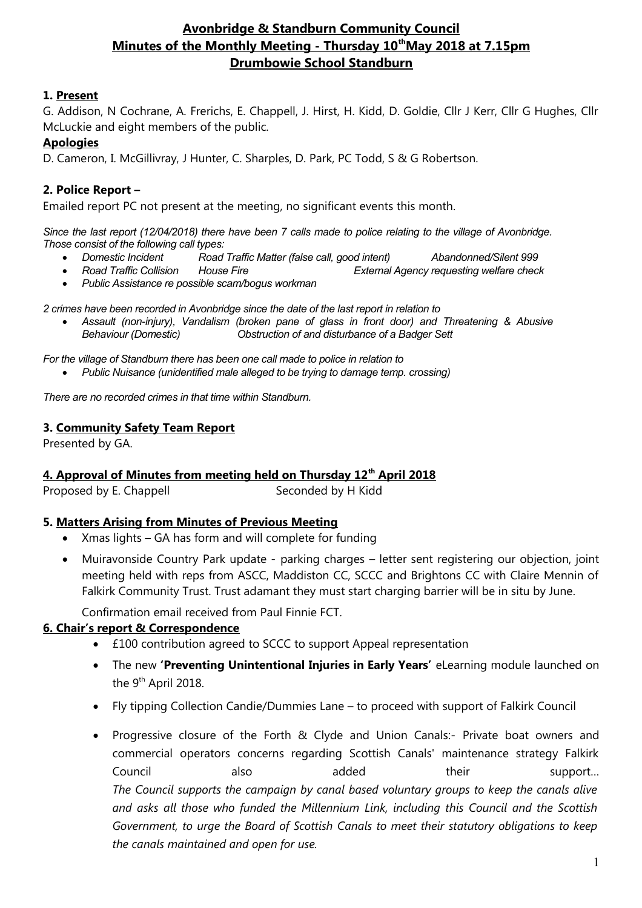# Avonbridge & Standburn Community Council
## Minutes of the Monthly Meeting - Thursday 10th May 2018 at 7.15pm
## Drumbowie School Standburn

### 1. Present

G. Addison, N Cochrane, A. Frerichs, E. Chappell, J. Hirst, H. Kidd, D. Goldie, Cllr J Kerr, Cllr G Hughes, Cllr McLuckie and eight members of the public.

### Apologies

D. Cameron, I. McGillivray, J Hunter, C. Sharples, D. Park, PC Todd, S & G Robertson.

### 2. Police Report –

Emailed report PC not present at the meeting, no significant events this month.

*Since the last report (12/04/2018) there have been 7 calls made to police relating to the village of Avonbridge. Those consist of the following call types:*

- *Domestic Incident Road Traffic Matter (false call, good intent) Abandonned/Silent 999*
- *Road Traffic Collision House Fire External Agency requesting welfare check*
- *Public Assistance re possible scam/bogus workman*

*2 crimes have been recorded in Avonbridge since the date of the last report in relation to*

- *Assault (non-injury), Vandalism (broken pane of glass in front door) and Threatening & Abusive Behaviour (Domestic) Obstruction of and disturbance of a Badger Sett*

*For the village of Standburn there has been one call made to police in relation to*

- *Public Nuisance (unidentified male alleged to be trying to damage temp. crossing)*

*There are no recorded crimes in that time within Standburn.*

### 3. Community Safety Team Report

Presented by GA.

### 4. Approval of Minutes from meeting held on Thursday 12th April 2018

Proposed by E. Chappell Seconded by H Kidd

### 5. Matters Arising from Minutes of Previous Meeting

- Xmas lights – GA has form and will complete for funding
- Muiravonside Country Park update - parking charges – letter sent registering our objection, joint meeting held with reps from ASCC, Maddiston CC, SCCC and Brightons CC with Claire Mennin of Falkirk Community Trust. Trust adamant they must start charging barrier will be in situ by June.

  Confirmation email received from Paul Finnie FCT.

### 6. Chair's report & Correspondence

- £100 contribution agreed to SCCC to support Appeal representation
- The new **'Preventing Unintentional Injuries in Early Years'** eLearning module launched on the 9th April 2018.
- Fly tipping Collection Candie/Dummies Lane – to proceed with support of Falkirk Council
- Progressive closure of the Forth & Clyde and Union Canals:- Private boat owners and commercial operators concerns regarding Scottish Canals' maintenance strategy Falkirk Council also added their support…
  *The Council supports the campaign by canal based voluntary groups to keep the canals alive and asks all those who funded the Millennium Link, including this Council and the Scottish Government, to urge the Board of Scottish Canals to meet their statutory obligations to keep the canals maintained and open for use.*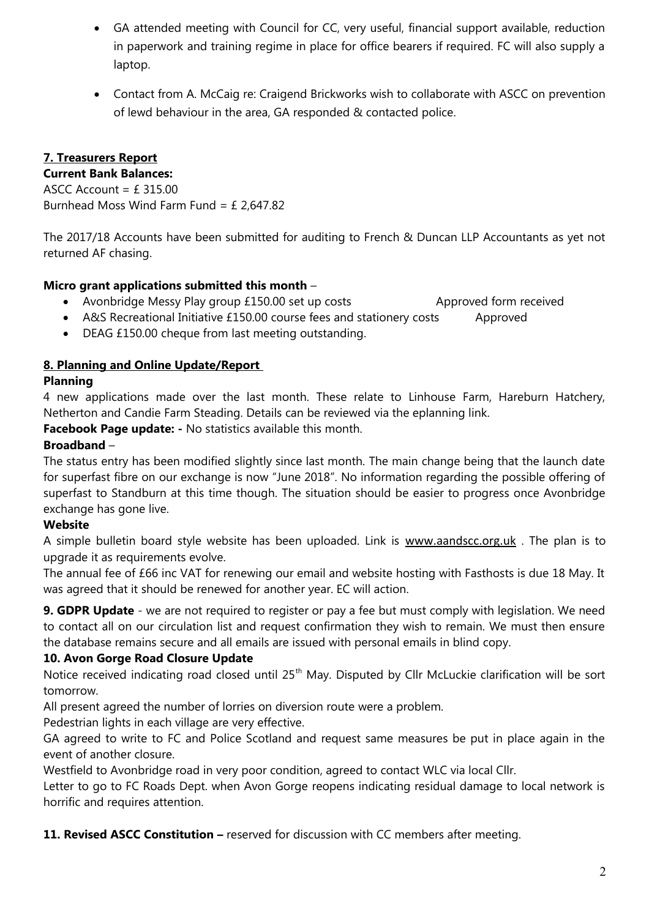- GA attended meeting with Council for CC, very useful, financial support available, reduction in paperwork and training regime in place for office bearers if required. FC will also supply a laptop.

- Contact from A. McCaig re: Craigend Brickworks wish to collaborate with ASCC on prevention of lewd behaviour in the area, GA responded & contacted police.

**7. Treasurers Report**

**Current Bank Balances:**

ASCC Account = £ 315.00
Burnhead Moss Wind Farm Fund = £ 2,647.82

The 2017/18 Accounts have been submitted for auditing to French & Duncan LLP Accountants as yet not returned AF chasing.

**Micro grant applications submitted this month** –

- Avonbridge Messy Play group £150.00 set up costs Approved form received
- A&S Recreational Initiative £150.00 course fees and stationery costs Approved
- DEAG £150.00 cheque from last meeting outstanding.

**8. Planning and Online Update/Report**

**Planning**

4 new applications made over the last month. These relate to Linhouse Farm, Hareburn Hatchery, Netherton and Candie Farm Steading. Details can be reviewed via the eplanning link.

**Facebook Page update: -** No statistics available this month.

**Broadband** –

The status entry has been modified slightly since last month. The main change being that the launch date for superfast fibre on our exchange is now "June 2018". No information regarding the possible offering of superfast to Standburn at this time though. The situation should be easier to progress once Avonbridge exchange has gone live.

**Website**

A simple bulletin board style website has been uploaded. Link is www.aandscc.org.uk . The plan is to upgrade it as requirements evolve.

The annual fee of £66 inc VAT for renewing our email and website hosting with Fasthosts is due 18 May. It was agreed that it should be renewed for another year. EC will action.

**9. GDPR Update** - we are not required to register or pay a fee but must comply with legislation. We need to contact all on our circulation list and request confirmation they wish to remain. We must then ensure the database remains secure and all emails are issued with personal emails in blind copy.

**10. Avon Gorge Road Closure Update**

Notice received indicating road closed until 25th May. Disputed by Cllr McLuckie clarification will be sort tomorrow.

All present agreed the number of lorries on diversion route were a problem.

Pedestrian lights in each village are very effective.

GA agreed to write to FC and Police Scotland and request same measures be put in place again in the event of another closure.

Westfield to Avonbridge road in very poor condition, agreed to contact WLC via local Cllr.

Letter to go to FC Roads Dept. when Avon Gorge reopens indicating residual damage to local network is horrific and requires attention.

**11. Revised ASCC Constitution –** reserved for discussion with CC members after meeting.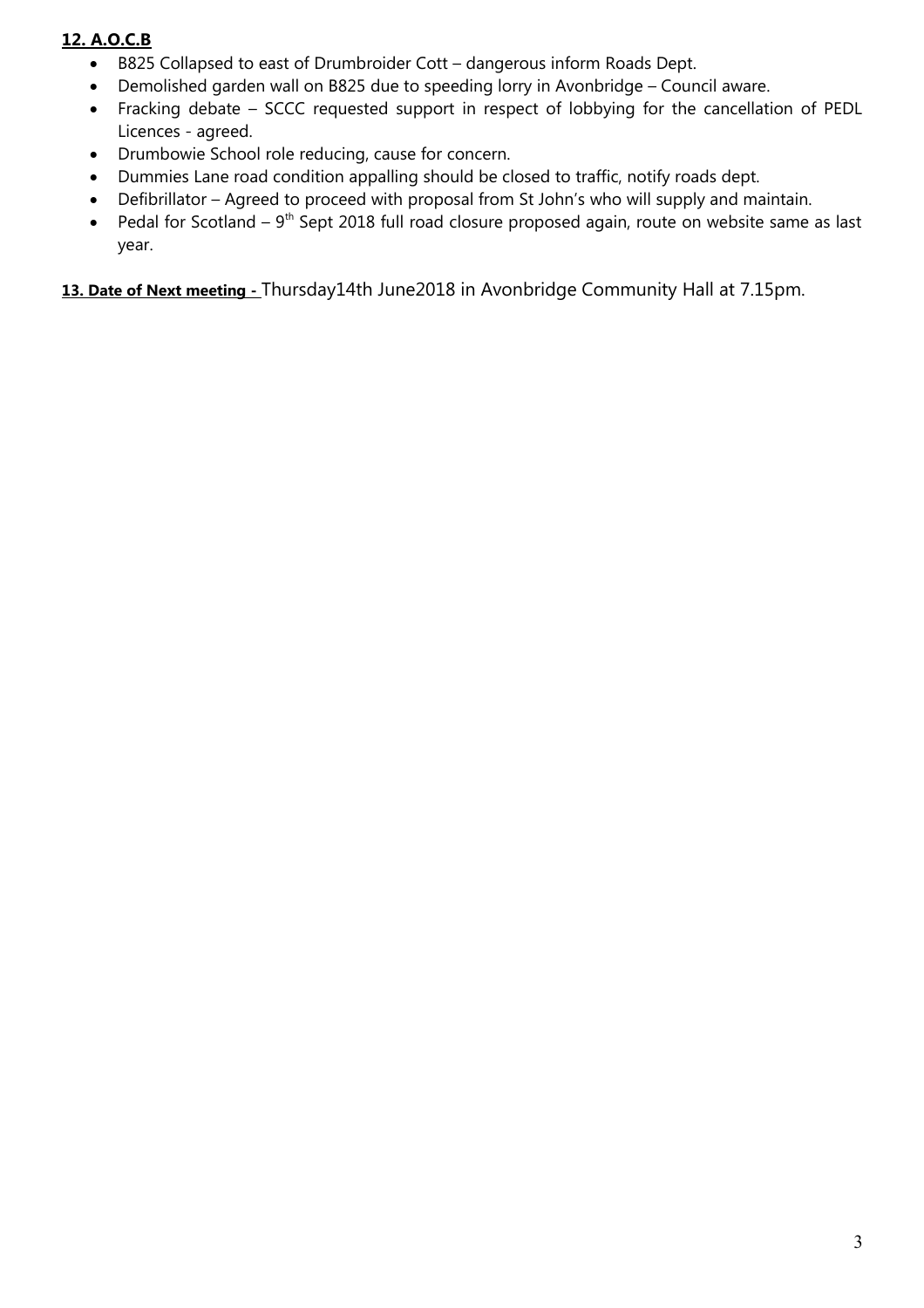**12. A.O.C.B**

- B825 Collapsed to east of Drumbroider Cott – dangerous inform Roads Dept.
- Demolished garden wall on B825 due to speeding lorry in Avonbridge – Council aware.
- Fracking debate – SCCC requested support in respect of lobbying for the cancellation of PEDL Licences - agreed.
- Drumbowie School role reducing, cause for concern.
- Dummies Lane road condition appalling should be closed to traffic, notify roads dept.
- Defibrillator – Agreed to proceed with proposal from St John's who will supply and maintain.
- Pedal for Scotland – 9th Sept 2018 full road closure proposed again, route on website same as last year.

**13. Date of Next meeting -** Thursday14th June2018 in Avonbridge Community Hall at 7.15pm.